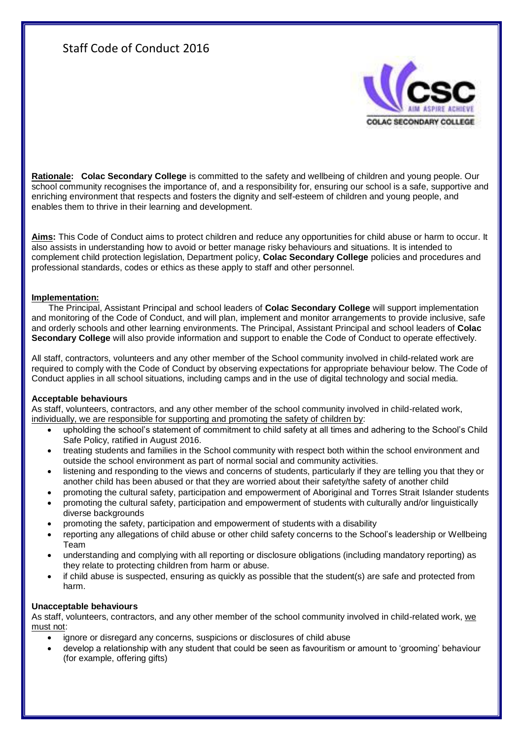# Staff Code of Conduct 2016

**Rationale:** **Colac Secondary College** is committed to the safety and wellbeing of children and young people. Our school community recognises the importance of, and a responsibility for, ensuring our school is a safe, supportive and enriching environment that respects and fosters the dignity and self-esteem of children and young people, and enables them to thrive in their learning and development.

**Aims:** This Code of Conduct aims to protect children and reduce any opportunities for child abuse or harm to occur. It also assists in understanding how to avoid or better manage risky behaviours and situations. It is intended to complement child protection legislation, Department policy, **Colac Secondary College** policies and procedures and professional standards, codes or ethics as these apply to staff and other personnel.

**Implementation:**

The Principal, Assistant Principal and school leaders of **Colac Secondary College** will support implementation and monitoring of the Code of Conduct, and will plan, implement and monitor arrangements to provide inclusive, safe and orderly schools and other learning environments. The Principal, Assistant Principal and school leaders of **Colac Secondary College** will also provide information and support to enable the Code of Conduct to operate effectively.

All staff, contractors, volunteers and any other member of the School community involved in child-related work are required to comply with the Code of Conduct by observing expectations for appropriate behaviour below. The Code of Conduct applies in all school situations, including camps and in the use of digital technology and social media.

**Acceptable behaviours**

As staff, volunteers, contractors, and any other member of the school community involved in child-related work, individually, we are responsible for supporting and promoting the safety of children by:

- upholding the school's statement of commitment to child safety at all times and adhering to the School's Child Safe Policy, ratified in August 2016.
- treating students and families in the School community with respect both within the school environment and outside the school environment as part of normal social and community activities.
- listening and responding to the views and concerns of students, particularly if they are telling you that they or another child has been abused or that they are worried about their safety/the safety of another child
- promoting the cultural safety, participation and empowerment of Aboriginal and Torres Strait Islander students
- promoting the cultural safety, participation and empowerment of students with culturally and/or linguistically diverse backgrounds
- promoting the safety, participation and empowerment of students with a disability
- reporting any allegations of child abuse or other child safety concerns to the School's leadership or Wellbeing Team
- understanding and complying with all reporting or disclosure obligations (including mandatory reporting) as they relate to protecting children from harm or abuse.
- if child abuse is suspected, ensuring as quickly as possible that the student(s) are safe and protected from harm.

**Unacceptable behaviours**

As staff, volunteers, contractors, and any other member of the school community involved in child-related work, we must not:

- ignore or disregard any concerns, suspicions or disclosures of child abuse
- develop a relationship with any student that could be seen as favouritism or amount to 'grooming' behaviour (for example, offering gifts)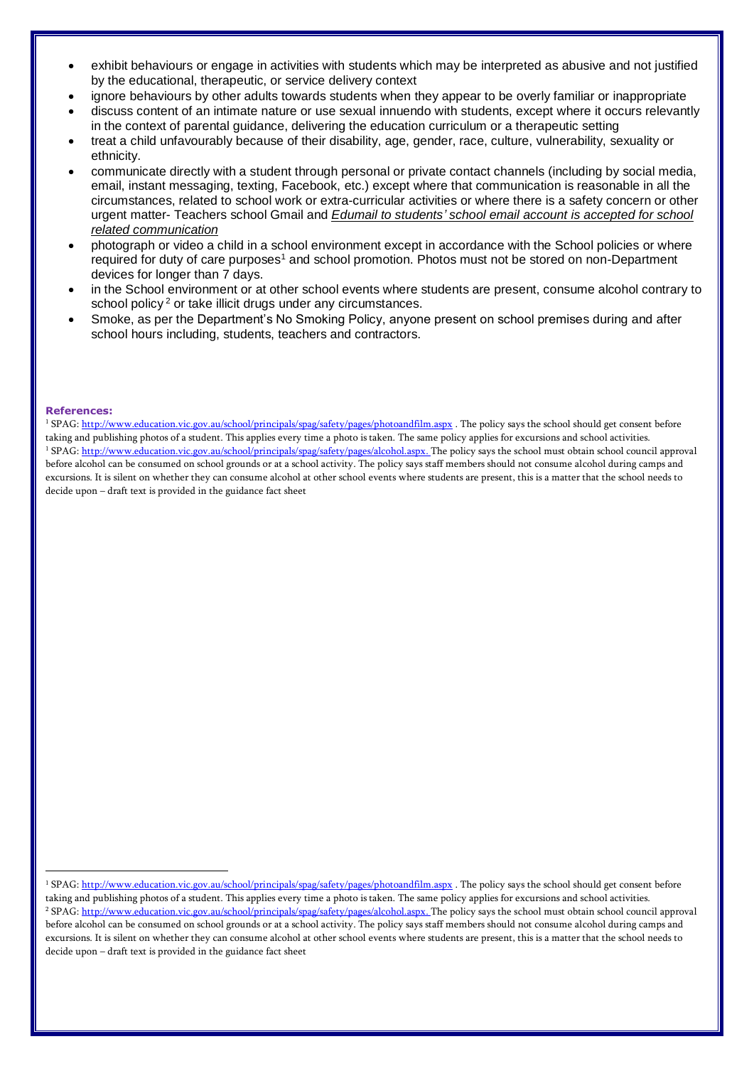- exhibit behaviours or engage in activities with students which may be interpreted as abusive and not justified by the educational, therapeutic, or service delivery context
- ignore behaviours by other adults towards students when they appear to be overly familiar or inappropriate
- discuss content of an intimate nature or use sexual innuendo with students, except where it occurs relevantly in the context of parental guidance, delivering the education curriculum or a therapeutic setting
- treat a child unfavourably because of their disability, age, gender, race, culture, vulnerability, sexuality or ethnicity.
- communicate directly with a student through personal or private contact channels (including by social media, email, instant messaging, texting, Facebook, etc.) except where that communication is reasonable in all the circumstances, related to school work or extra-curricular activities or where there is a safety concern or other urgent matter- Teachers school Gmail and *Edumail to students' school email account is accepted for school related communication*
- photograph or video a child in a school environment except in accordance with the School policies or where required for duty of care purposes[1] and school promotion. Photos must not be stored on non-Department devices for longer than 7 days.
- in the School environment or at other school events where students are present, consume alcohol contrary to school policy [2] or take illicit drugs under any circumstances.
- Smoke, as per the Department's No Smoking Policy, anyone present on school premises during and after school hours including, students, teachers and contractors.

**References:**

[1] SPAG: http://www.education.vic.gov.au/school/principals/spag/safety/pages/photoandfilm.aspx . The policy says the school should get consent before taking and publishing photos of a student. This applies every time a photo is taken. The same policy applies for excursions and school activities.

[1] SPAG: http://www.education.vic.gov.au/school/principals/spag/safety/pages/alcohol.aspx. The policy says the school must obtain school council approval before alcohol can be consumed on school grounds or at a school activity. The policy says staff members should not consume alcohol during camps and excursions. It is silent on whether they can consume alcohol at other school events where students are present, this is a matter that the school needs to decide upon – draft text is provided in the guidance fact sheet

---

[1] SPAG: http://www.education.vic.gov.au/school/principals/spag/safety/pages/photoandfilm.aspx . The policy says the school should get consent before taking and publishing photos of a student. This applies every time a photo is taken. The same policy applies for excursions and school activities.

[2] SPAG: http://www.education.vic.gov.au/school/principals/spag/safety/pages/alcohol.aspx. The policy says the school must obtain school council approval before alcohol can be consumed on school grounds or at a school activity. The policy says staff members should not consume alcohol during camps and excursions. It is silent on whether they can consume alcohol at other school events where students are present, this is a matter that the school needs to decide upon – draft text is provided in the guidance fact sheet